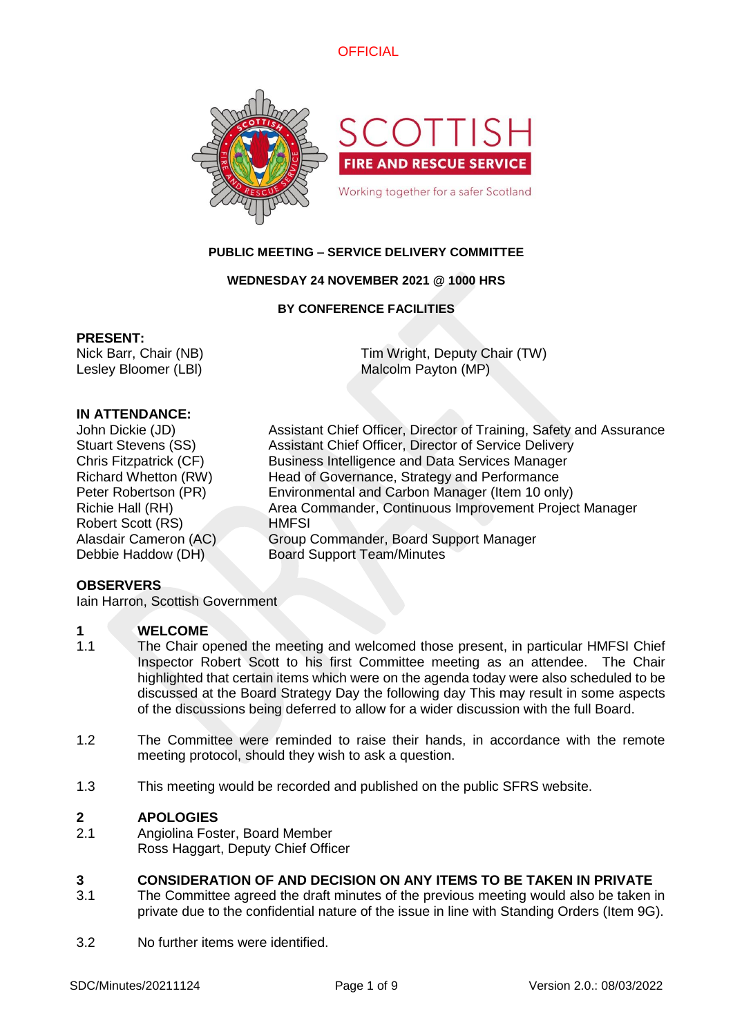OFFICIAL

**PUBLIC MEETING – SERVICE DELIVERY COMMITTEE**

**WEDNESDAY 24 NOVEMBER 2021 @ 1000 HRS**

**BY CONFERENCE FACILITIES**

**PRESENT:**

Nick Barr, Chair (NB)
Lesley Bloomer (LBl)
Tim Wright, Deputy Chair (TW)
Malcolm Payton (MP)

**IN ATTENDANCE:**

| | |
|---|---|
| John Dickie (JD) | Assistant Chief Officer, Director of Training, Safety and Assurance |
| Stuart Stevens (SS) | Assistant Chief Officer, Director of Service Delivery |
| Chris Fitzpatrick (CF) | Business Intelligence and Data Services Manager |
| Richard Whetton (RW) | Head of Governance, Strategy and Performance |
| Peter Robertson (PR) | Environmental and Carbon Manager (Item 10 only) |
| Richie Hall (RH) | Area Commander, Continuous Improvement Project Manager |
| Robert Scott (RS) | HMFSI |
| Alasdair Cameron (AC) | Group Commander, Board Support Manager |
| Debbie Haddow (DH) | Board Support Team/Minutes |

**OBSERVERS**

Iain Harron, Scottish Government

## 1 WELCOME

1.1 The Chair opened the meeting and welcomed those present, in particular HMFSI Chief Inspector Robert Scott to his first Committee meeting as an attendee. The Chair highlighted that certain items which were on the agenda today were also scheduled to be discussed at the Board Strategy Day the following day This may result in some aspects of the discussions being deferred to allow for a wider discussion with the full Board.

1.2 The Committee were reminded to raise their hands, in accordance with the remote meeting protocol, should they wish to ask a question.

1.3 This meeting would be recorded and published on the public SFRS website.

## 2 APOLOGIES

2.1 Angiolina Foster, Board Member
Ross Haggart, Deputy Chief Officer

## 3 CONSIDERATION OF AND DECISION ON ANY ITEMS TO BE TAKEN IN PRIVATE

3.1 The Committee agreed the draft minutes of the previous meeting would also be taken in private due to the confidential nature of the issue in line with Standing Orders (Item 9G).

3.2 No further items were identified.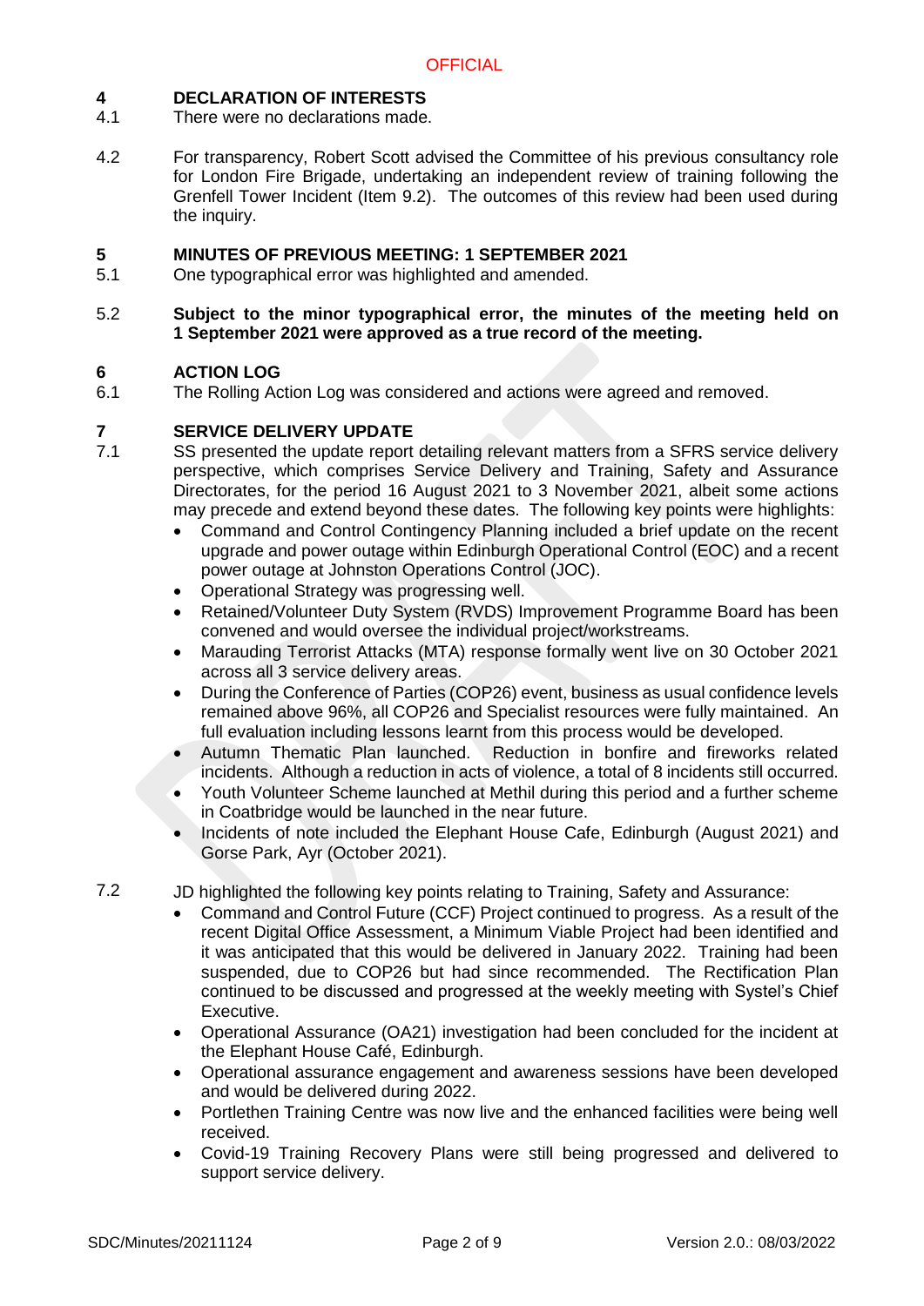## 4 DECLARATION OF INTERESTS

4.1 There were no declarations made.

4.2 For transparency, Robert Scott advised the Committee of his previous consultancy role for London Fire Brigade, undertaking an independent review of training following the Grenfell Tower Incident (Item 9.2). The outcomes of this review had been used during the inquiry.

## 5 MINUTES OF PREVIOUS MEETING: 1 SEPTEMBER 2021

5.1 One typographical error was highlighted and amended.

5.2 **Subject to the minor typographical error, the minutes of the meeting held on 1 September 2021 were approved as a true record of the meeting.**

## 6 ACTION LOG

6.1 The Rolling Action Log was considered and actions were agreed and removed.

## 7 SERVICE DELIVERY UPDATE

7.1 SS presented the update report detailing relevant matters from a SFRS service delivery perspective, which comprises Service Delivery and Training, Safety and Assurance Directorates, for the period 16 August 2021 to 3 November 2021, albeit some actions may precede and extend beyond these dates. The following key points were highlights:

- Command and Control Contingency Planning included a brief update on the recent upgrade and power outage within Edinburgh Operational Control (EOC) and a recent power outage at Johnston Operations Control (JOC).
- Operational Strategy was progressing well.
- Retained/Volunteer Duty System (RVDS) Improvement Programme Board has been convened and would oversee the individual project/workstreams.
- Marauding Terrorist Attacks (MTA) response formally went live on 30 October 2021 across all 3 service delivery areas.
- During the Conference of Parties (COP26) event, business as usual confidence levels remained above 96%, all COP26 and Specialist resources were fully maintained. An full evaluation including lessons learnt from this process would be developed.
- Autumn Thematic Plan launched. Reduction in bonfire and fireworks related incidents. Although a reduction in acts of violence, a total of 8 incidents still occurred.
- Youth Volunteer Scheme launched at Methil during this period and a further scheme in Coatbridge would be launched in the near future.
- Incidents of note included the Elephant House Cafe, Edinburgh (August 2021) and Gorse Park, Ayr (October 2021).

7.2 JD highlighted the following key points relating to Training, Safety and Assurance:

- Command and Control Future (CCF) Project continued to progress. As a result of the recent Digital Office Assessment, a Minimum Viable Project had been identified and it was anticipated that this would be delivered in January 2022. Training had been suspended, due to COP26 but had since recommended. The Rectification Plan continued to be discussed and progressed at the weekly meeting with Systel's Chief Executive.
- Operational Assurance (OA21) investigation had been concluded for the incident at the Elephant House Café, Edinburgh.
- Operational assurance engagement and awareness sessions have been developed and would be delivered during 2022.
- Portlethen Training Centre was now live and the enhanced facilities were being well received.
- Covid-19 Training Recovery Plans were still being progressed and delivered to support service delivery.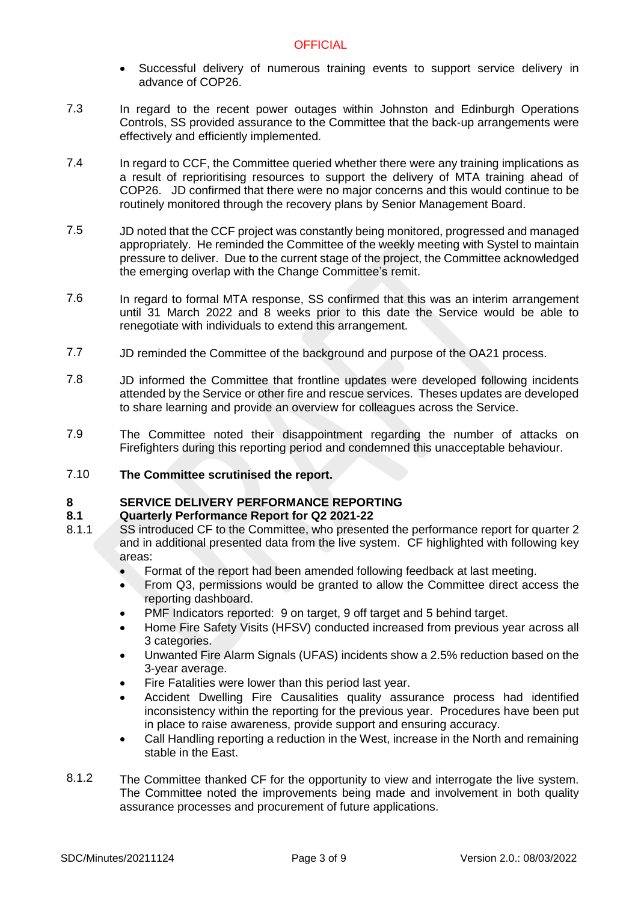- Successful delivery of numerous training events to support service delivery in advance of COP26.

7.3 In regard to the recent power outages within Johnston and Edinburgh Operations Controls, SS provided assurance to the Committee that the back-up arrangements were effectively and efficiently implemented.

7.4 In regard to CCF, the Committee queried whether there were any training implications as a result of reprioritising resources to support the delivery of MTA training ahead of COP26. JD confirmed that there were no major concerns and this would continue to be routinely monitored through the recovery plans by Senior Management Board.

7.5 JD noted that the CCF project was constantly being monitored, progressed and managed appropriately. He reminded the Committee of the weekly meeting with Systel to maintain pressure to deliver. Due to the current stage of the project, the Committee acknowledged the emerging overlap with the Change Committee's remit.

7.6 In regard to formal MTA response, SS confirmed that this was an interim arrangement until 31 March 2022 and 8 weeks prior to this date the Service would be able to renegotiate with individuals to extend this arrangement.

7.7 JD reminded the Committee of the background and purpose of the OA21 process.

7.8 JD informed the Committee that frontline updates were developed following incidents attended by the Service or other fire and rescue services. Theses updates are developed to share learning and provide an overview for colleagues across the Service.

7.9 The Committee noted their disappointment regarding the number of attacks on Firefighters during this reporting period and condemned this unacceptable behaviour.

7.10 **The Committee scrutinised the report.**

## 8 SERVICE DELIVERY PERFORMANCE REPORTING

### 8.1 Quarterly Performance Report for Q2 2021-22

8.1.1 SS introduced CF to the Committee, who presented the performance report for quarter 2 and in additional presented data from the live system. CF highlighted with following key areas:

- Format of the report had been amended following feedback at last meeting.
- From Q3, permissions would be granted to allow the Committee direct access the reporting dashboard.
- PMF Indicators reported: 9 on target, 9 off target and 5 behind target.
- Home Fire Safety Visits (HFSV) conducted increased from previous year across all 3 categories.
- Unwanted Fire Alarm Signals (UFAS) incidents show a 2.5% reduction based on the 3-year average.
- Fire Fatalities were lower than this period last year.
- Accident Dwelling Fire Causalities quality assurance process had identified inconsistency within the reporting for the previous year. Procedures have been put in place to raise awareness, provide support and ensuring accuracy.
- Call Handling reporting a reduction in the West, increase in the North and remaining stable in the East.

8.1.2 The Committee thanked CF for the opportunity to view and interrogate the live system. The Committee noted the improvements being made and involvement in both quality assurance processes and procurement of future applications.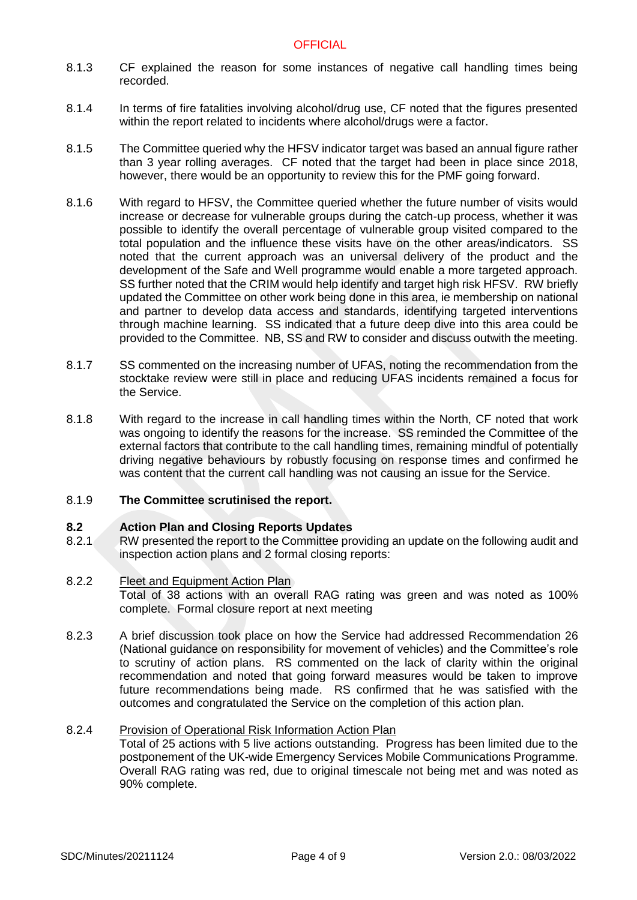8.1.3 CF explained the reason for some instances of negative call handling times being recorded.

8.1.4 In terms of fire fatalities involving alcohol/drug use, CF noted that the figures presented within the report related to incidents where alcohol/drugs were a factor.

8.1.5 The Committee queried why the HFSV indicator target was based an annual figure rather than 3 year rolling averages. CF noted that the target had been in place since 2018, however, there would be an opportunity to review this for the PMF going forward.

8.1.6 With regard to HFSV, the Committee queried whether the future number of visits would increase or decrease for vulnerable groups during the catch-up process, whether it was possible to identify the overall percentage of vulnerable group visited compared to the total population and the influence these visits have on the other areas/indicators. SS noted that the current approach was an universal delivery of the product and the development of the Safe and Well programme would enable a more targeted approach. SS further noted that the CRIM would help identify and target high risk HFSV. RW briefly updated the Committee on other work being done in this area, ie membership on national and partner to develop data access and standards, identifying targeted interventions through machine learning. SS indicated that a future deep dive into this area could be provided to the Committee. NB, SS and RW to consider and discuss outwith the meeting.

8.1.7 SS commented on the increasing number of UFAS, noting the recommendation from the stocktake review were still in place and reducing UFAS incidents remained a focus for the Service.

8.1.8 With regard to the increase in call handling times within the North, CF noted that work was ongoing to identify the reasons for the increase. SS reminded the Committee of the external factors that contribute to the call handling times, remaining mindful of potentially driving negative behaviours by robustly focusing on response times and confirmed he was content that the current call handling was not causing an issue for the Service.

8.1.9 **The Committee scrutinised the report.**

## 8.2 Action Plan and Closing Reports Updates

8.2.1 RW presented the report to the Committee providing an update on the following audit and inspection action plans and 2 formal closing reports:

8.2.2 <u>Fleet and Equipment Action Plan</u>
Total of 38 actions with an overall RAG rating was green and was noted as 100% complete. Formal closure report at next meeting

8.2.3 A brief discussion took place on how the Service had addressed Recommendation 26 (National guidance on responsibility for movement of vehicles) and the Committee's role to scrutiny of action plans. RS commented on the lack of clarity within the original recommendation and noted that going forward measures would be taken to improve future recommendations being made. RS confirmed that he was satisfied with the outcomes and congratulated the Service on the completion of this action plan.

8.2.4 <u>Provision of Operational Risk Information Action Plan</u>
Total of 25 actions with 5 live actions outstanding. Progress has been limited due to the postponement of the UK-wide Emergency Services Mobile Communications Programme. Overall RAG rating was red, due to original timescale not being met and was noted as 90% complete.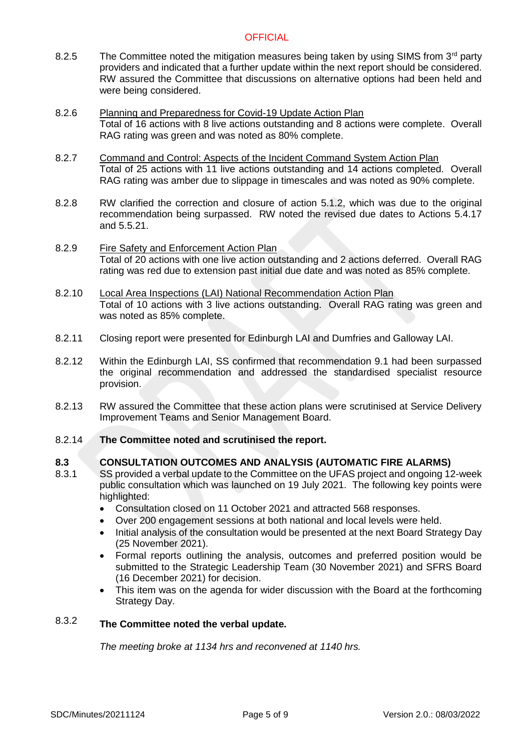8.2.5 The Committee noted the mitigation measures being taken by using SIMS from 3rd party providers and indicated that a further update within the next report should be considered. RW assured the Committee that discussions on alternative options had been held and were being considered.

8.2.6 Planning and Preparedness for Covid-19 Update Action Plan
Total of 16 actions with 8 live actions outstanding and 8 actions were complete. Overall RAG rating was green and was noted as 80% complete.

8.2.7 Command and Control: Aspects of the Incident Command System Action Plan
Total of 25 actions with 11 live actions outstanding and 14 actions completed. Overall RAG rating was amber due to slippage in timescales and was noted as 90% complete.

8.2.8 RW clarified the correction and closure of action 5.1.2, which was due to the original recommendation being surpassed. RW noted the revised due dates to Actions 5.4.17 and 5.5.21.

8.2.9 Fire Safety and Enforcement Action Plan
Total of 20 actions with one live action outstanding and 2 actions deferred. Overall RAG rating was red due to extension past initial due date and was noted as 85% complete.

8.2.10 Local Area Inspections (LAI) National Recommendation Action Plan
Total of 10 actions with 3 live actions outstanding. Overall RAG rating was green and was noted as 85% complete.

8.2.11 Closing report were presented for Edinburgh LAI and Dumfries and Galloway LAI.

8.2.12 Within the Edinburgh LAI, SS confirmed that recommendation 9.1 had been surpassed the original recommendation and addressed the standardised specialist resource provision.

8.2.13 RW assured the Committee that these action plans were scrutinised at Service Delivery Improvement Teams and Senior Management Board.

8.2.14 **The Committee noted and scrutinised the report.**

## 8.3 CONSULTATION OUTCOMES AND ANALYSIS (AUTOMATIC FIRE ALARMS)

8.3.1 SS provided a verbal update to the Committee on the UFAS project and ongoing 12-week public consultation which was launched on 19 July 2021. The following key points were highlighted:

- Consultation closed on 11 October 2021 and attracted 568 responses.
- Over 200 engagement sessions at both national and local levels were held.
- Initial analysis of the consultation would be presented at the next Board Strategy Day (25 November 2021).
- Formal reports outlining the analysis, outcomes and preferred position would be submitted to the Strategic Leadership Team (30 November 2021) and SFRS Board (16 December 2021) for decision.
- This item was on the agenda for wider discussion with the Board at the forthcoming Strategy Day.

8.3.2 **The Committee noted the verbal update.**

*The meeting broke at 1134 hrs and reconvened at 1140 hrs.*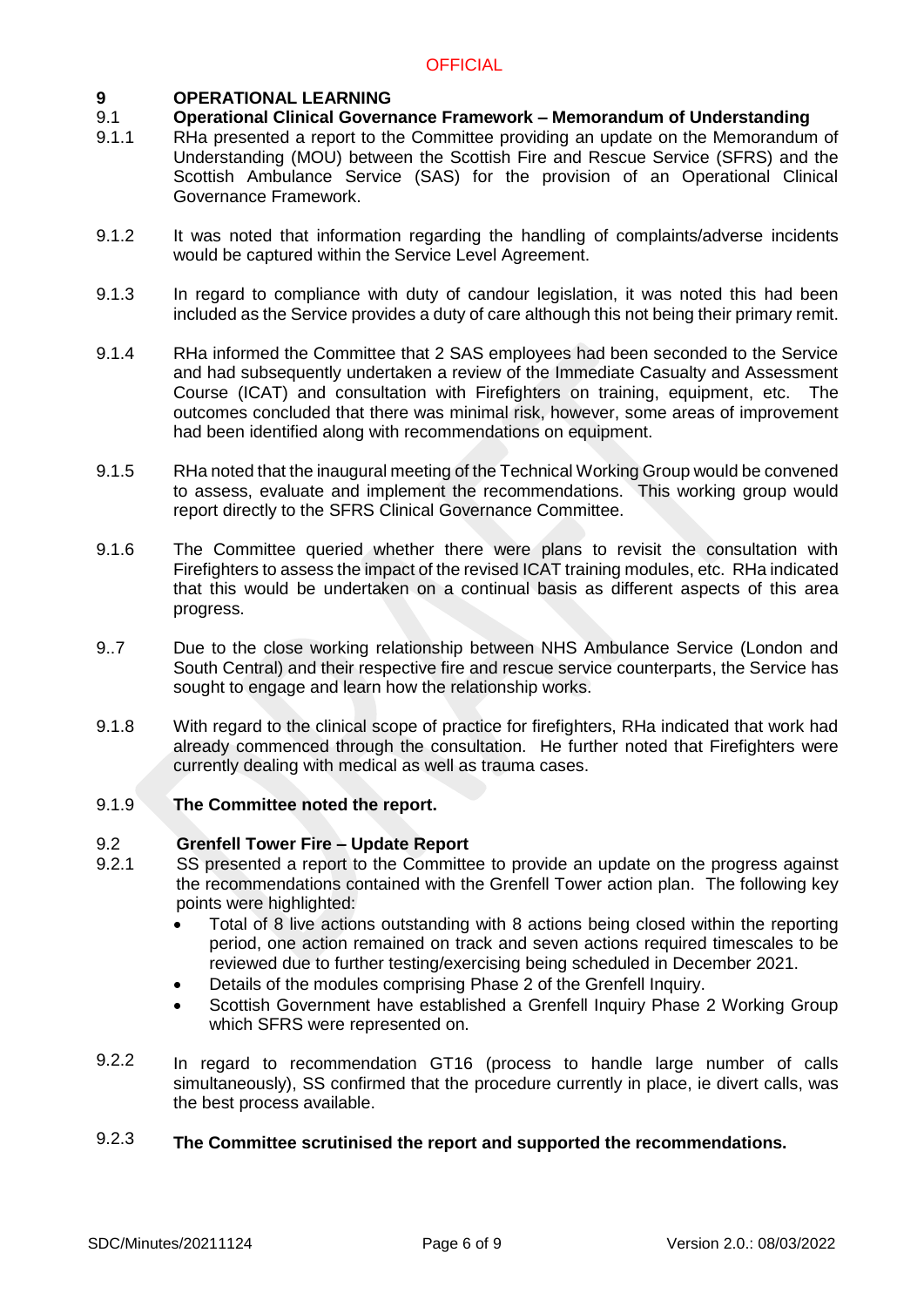## 9 OPERATIONAL LEARNING

### 9.1 Operational Clinical Governance Framework – Memorandum of Understanding

9.1.1 RHa presented a report to the Committee providing an update on the Memorandum of Understanding (MOU) between the Scottish Fire and Rescue Service (SFRS) and the Scottish Ambulance Service (SAS) for the provision of an Operational Clinical Governance Framework.

9.1.2 It was noted that information regarding the handling of complaints/adverse incidents would be captured within the Service Level Agreement.

9.1.3 In regard to compliance with duty of candour legislation, it was noted this had been included as the Service provides a duty of care although this not being their primary remit.

9.1.4 RHa informed the Committee that 2 SAS employees had been seconded to the Service and had subsequently undertaken a review of the Immediate Casualty and Assessment Course (ICAT) and consultation with Firefighters on training, equipment, etc. The outcomes concluded that there was minimal risk, however, some areas of improvement had been identified along with recommendations on equipment.

9.1.5 RHa noted that the inaugural meeting of the Technical Working Group would be convened to assess, evaluate and implement the recommendations. This working group would report directly to the SFRS Clinical Governance Committee.

9.1.6 The Committee queried whether there were plans to revisit the consultation with Firefighters to assess the impact of the revised ICAT training modules, etc. RHa indicated that this would be undertaken on a continual basis as different aspects of this area progress.

9..7 Due to the close working relationship between NHS Ambulance Service (London and South Central) and their respective fire and rescue service counterparts, the Service has sought to engage and learn how the relationship works.

9.1.8 With regard to the clinical scope of practice for firefighters, RHa indicated that work had already commenced through the consultation. He further noted that Firefighters were currently dealing with medical as well as trauma cases.

9.1.9 **The Committee noted the report.**

### 9.2 Grenfell Tower Fire – Update Report

9.2.1 SS presented a report to the Committee to provide an update on the progress against the recommendations contained with the Grenfell Tower action plan. The following key points were highlighted:

- Total of 8 live actions outstanding with 8 actions being closed within the reporting period, one action remained on track and seven actions required timescales to be reviewed due to further testing/exercising being scheduled in December 2021.
- Details of the modules comprising Phase 2 of the Grenfell Inquiry.
- Scottish Government have established a Grenfell Inquiry Phase 2 Working Group which SFRS were represented on.

9.2.2 In regard to recommendation GT16 (process to handle large number of calls simultaneously), SS confirmed that the procedure currently in place, ie divert calls, was the best process available.

9.2.3 **The Committee scrutinised the report and supported the recommendations.**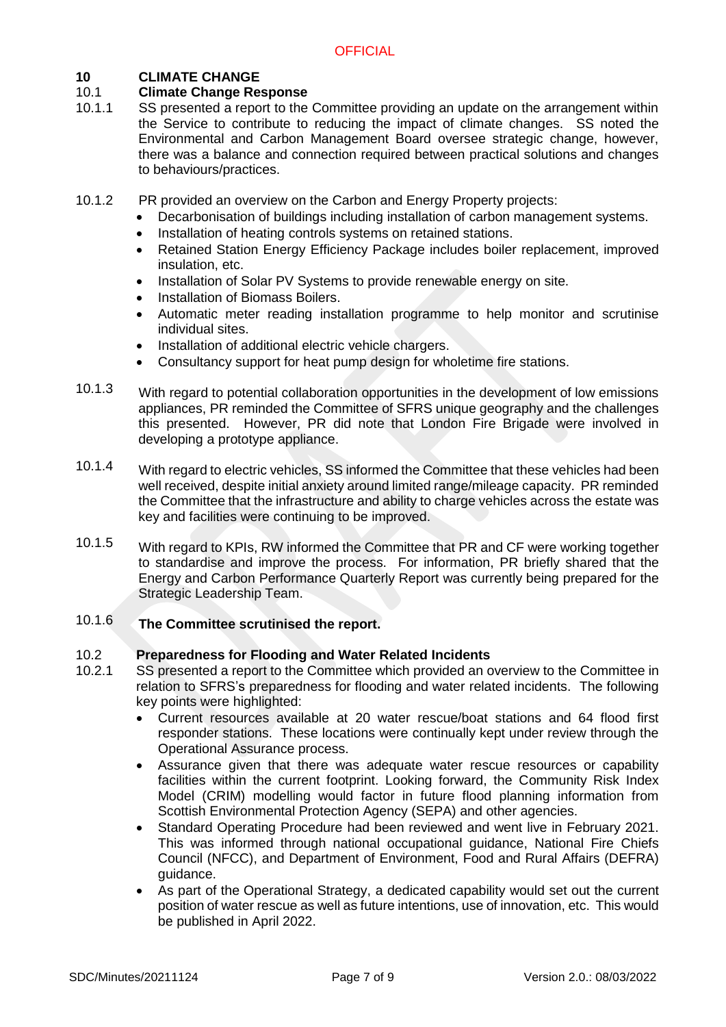## 10 CLIMATE CHANGE

### 10.1 Climate Change Response

10.1.1 SS presented a report to the Committee providing an update on the arrangement within the Service to contribute to reducing the impact of climate changes. SS noted the Environmental and Carbon Management Board oversee strategic change, however, there was a balance and connection required between practical solutions and changes to behaviours/practices.

10.1.2 PR provided an overview on the Carbon and Energy Property projects:

- Decarbonisation of buildings including installation of carbon management systems.
- Installation of heating controls systems on retained stations.
- Retained Station Energy Efficiency Package includes boiler replacement, improved insulation, etc.
- Installation of Solar PV Systems to provide renewable energy on site.
- Installation of Biomass Boilers.
- Automatic meter reading installation programme to help monitor and scrutinise individual sites.
- Installation of additional electric vehicle chargers.
- Consultancy support for heat pump design for wholetime fire stations.

10.1.3 With regard to potential collaboration opportunities in the development of low emissions appliances, PR reminded the Committee of SFRS unique geography and the challenges this presented. However, PR did note that London Fire Brigade were involved in developing a prototype appliance.

10.1.4 With regard to electric vehicles, SS informed the Committee that these vehicles had been well received, despite initial anxiety around limited range/mileage capacity. PR reminded the Committee that the infrastructure and ability to charge vehicles across the estate was key and facilities were continuing to be improved.

10.1.5 With regard to KPIs, RW informed the Committee that PR and CF were working together to standardise and improve the process. For information, PR briefly shared that the Energy and Carbon Performance Quarterly Report was currently being prepared for the Strategic Leadership Team.

10.1.6 **The Committee scrutinised the report.**

### 10.2 Preparedness for Flooding and Water Related Incidents

10.2.1 SS presented a report to the Committee which provided an overview to the Committee in relation to SFRS's preparedness for flooding and water related incidents. The following key points were highlighted:

- Current resources available at 20 water rescue/boat stations and 64 flood first responder stations. These locations were continually kept under review through the Operational Assurance process.
- Assurance given that there was adequate water rescue resources or capability facilities within the current footprint. Looking forward, the Community Risk Index Model (CRIM) modelling would factor in future flood planning information from Scottish Environmental Protection Agency (SEPA) and other agencies.
- Standard Operating Procedure had been reviewed and went live in February 2021. This was informed through national occupational guidance, National Fire Chiefs Council (NFCC), and Department of Environment, Food and Rural Affairs (DEFRA) guidance.
- As part of the Operational Strategy, a dedicated capability would set out the current position of water rescue as well as future intentions, use of innovation, etc. This would be published in April 2022.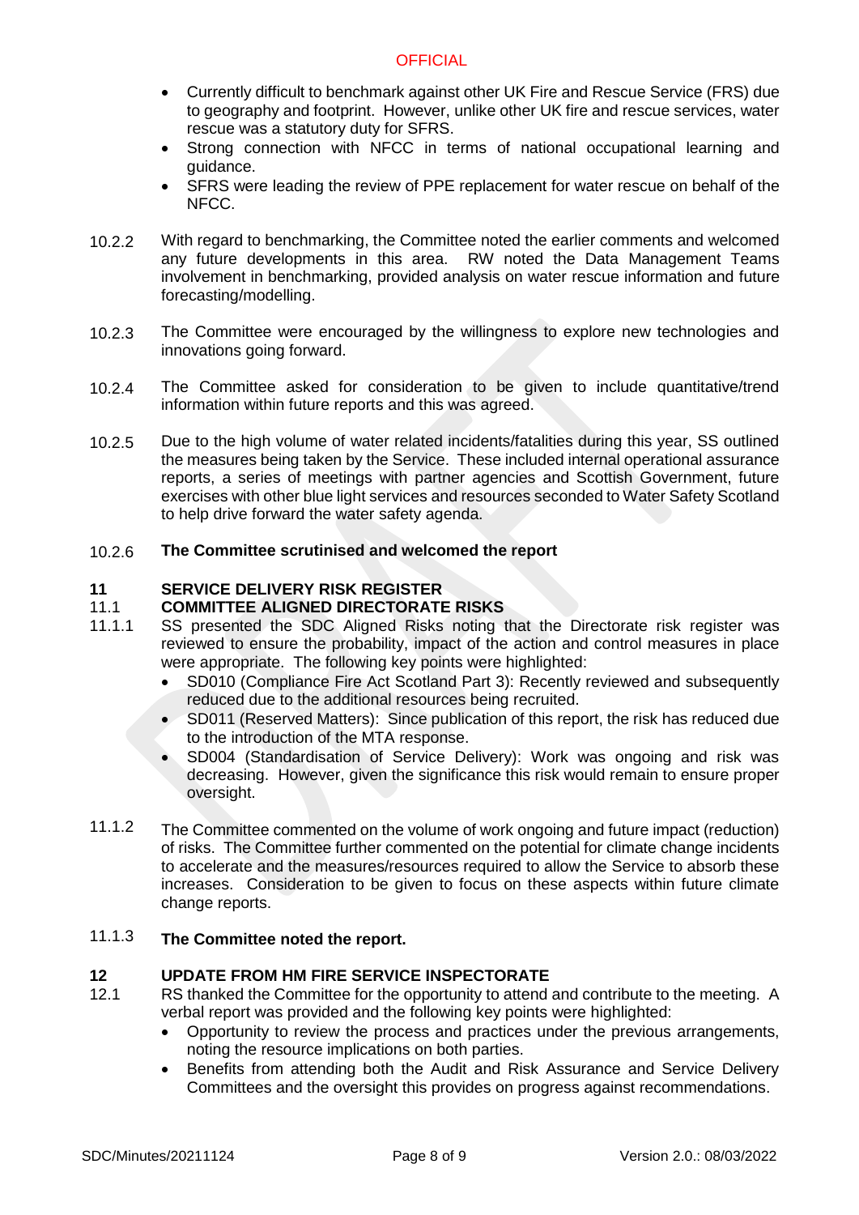- Currently difficult to benchmark against other UK Fire and Rescue Service (FRS) due to geography and footprint. However, unlike other UK fire and rescue services, water rescue was a statutory duty for SFRS.
- Strong connection with NFCC in terms of national occupational learning and guidance.
- SFRS were leading the review of PPE replacement for water rescue on behalf of the NFCC.

10.2.2 With regard to benchmarking, the Committee noted the earlier comments and welcomed any future developments in this area. RW noted the Data Management Teams involvement in benchmarking, provided analysis on water rescue information and future forecasting/modelling.

10.2.3 The Committee were encouraged by the willingness to explore new technologies and innovations going forward.

10.2.4 The Committee asked for consideration to be given to include quantitative/trend information within future reports and this was agreed.

10.2.5 Due to the high volume of water related incidents/fatalities during this year, SS outlined the measures being taken by the Service. These included internal operational assurance reports, a series of meetings with partner agencies and Scottish Government, future exercises with other blue light services and resources seconded to Water Safety Scotland to help drive forward the water safety agenda.

10.2.6 **The Committee scrutinised and welcomed the report**

## 11 SERVICE DELIVERY RISK REGISTER

### 11.1 COMMITTEE ALIGNED DIRECTORATE RISKS

11.1.1 SS presented the SDC Aligned Risks noting that the Directorate risk register was reviewed to ensure the probability, impact of the action and control measures in place were appropriate. The following key points were highlighted:

- SD010 (Compliance Fire Act Scotland Part 3): Recently reviewed and subsequently reduced due to the additional resources being recruited.
- SD011 (Reserved Matters): Since publication of this report, the risk has reduced due to the introduction of the MTA response.
- SD004 (Standardisation of Service Delivery): Work was ongoing and risk was decreasing. However, given the significance this risk would remain to ensure proper oversight.

11.1.2 The Committee commented on the volume of work ongoing and future impact (reduction) of risks. The Committee further commented on the potential for climate change incidents to accelerate and the measures/resources required to allow the Service to absorb these increases. Consideration to be given to focus on these aspects within future climate change reports.

11.1.3 **The Committee noted the report.**

## 12 UPDATE FROM HM FIRE SERVICE INSPECTORATE

12.1 RS thanked the Committee for the opportunity to attend and contribute to the meeting. A verbal report was provided and the following key points were highlighted:

- Opportunity to review the process and practices under the previous arrangements, noting the resource implications on both parties.
- Benefits from attending both the Audit and Risk Assurance and Service Delivery Committees and the oversight this provides on progress against recommendations.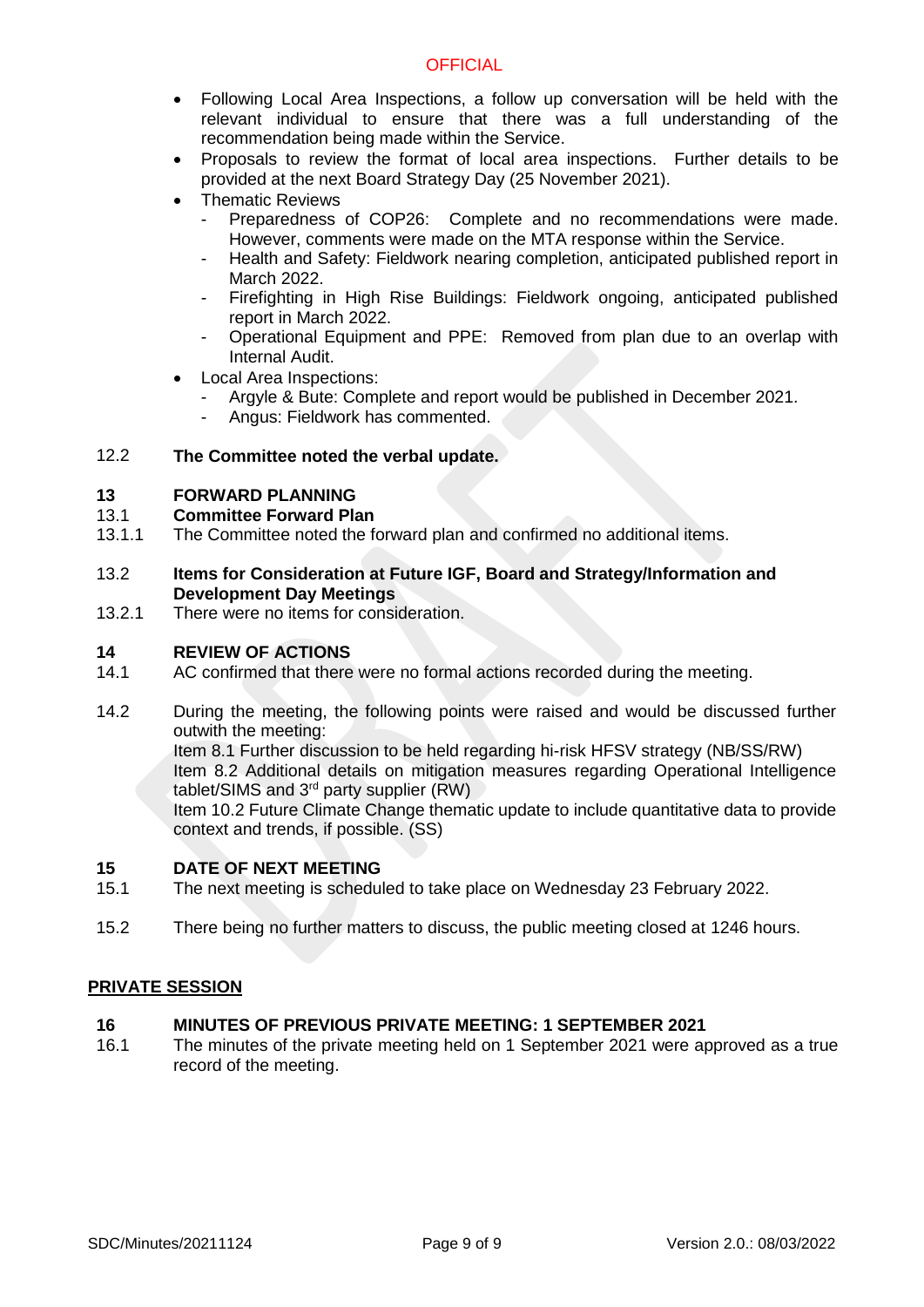- Following Local Area Inspections, a follow up conversation will be held with the relevant individual to ensure that there was a full understanding of the recommendation being made within the Service.
- Proposals to review the format of local area inspections. Further details to be provided at the next Board Strategy Day (25 November 2021).
- Thematic Reviews
  - Preparedness of COP26: Complete and no recommendations were made. However, comments were made on the MTA response within the Service.
  - Health and Safety: Fieldwork nearing completion, anticipated published report in March 2022.
  - Firefighting in High Rise Buildings: Fieldwork ongoing, anticipated published report in March 2022.
  - Operational Equipment and PPE: Removed from plan due to an overlap with Internal Audit.
- Local Area Inspections:
  - Argyle & Bute: Complete and report would be published in December 2021.
  - Angus: Fieldwork has commented.

12.2 **The Committee noted the verbal update.**

## 13 FORWARD PLANNING

**13.1 Committee Forward Plan**

13.1.1 The Committee noted the forward plan and confirmed no additional items.

**13.2 Items for Consideration at Future IGF, Board and Strategy/Information and Development Day Meetings**

13.2.1 There were no items for consideration.

## 14 REVIEW OF ACTIONS

14.1 AC confirmed that there were no formal actions recorded during the meeting.

14.2 During the meeting, the following points were raised and would be discussed further outwith the meeting:
Item 8.1 Further discussion to be held regarding hi-risk HFSV strategy (NB/SS/RW)
Item 8.2 Additional details on mitigation measures regarding Operational Intelligence tablet/SIMS and 3rd party supplier (RW)
Item 10.2 Future Climate Change thematic update to include quantitative data to provide context and trends, if possible. (SS)

## 15 DATE OF NEXT MEETING

15.1 The next meeting is scheduled to take place on Wednesday 23 February 2022.

15.2 There being no further matters to discuss, the public meeting closed at 1246 hours.

**PRIVATE SESSION**

## 16 MINUTES OF PREVIOUS PRIVATE MEETING: 1 SEPTEMBER 2021

16.1 The minutes of the private meeting held on 1 September 2021 were approved as a true record of the meeting.